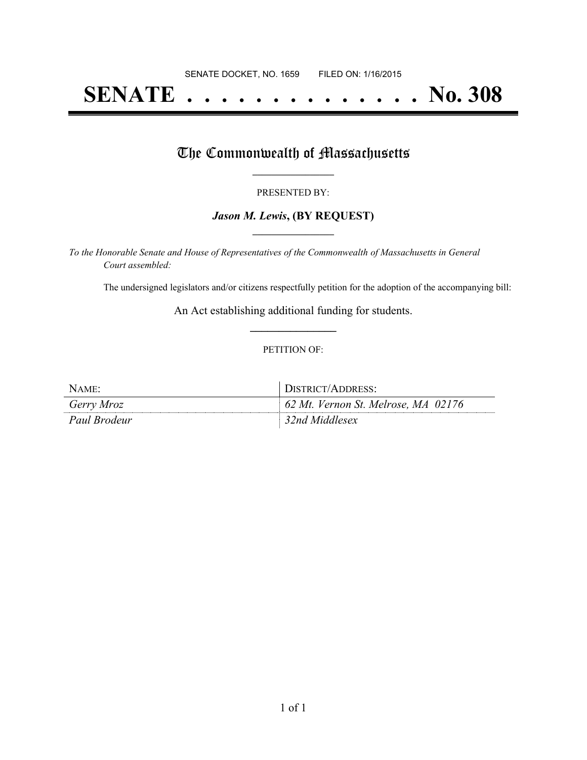SENATE DOCKET, NO. 1659        FILED ON: 1/16/2015

# SENATE . . . . . . . . . . . . . . No. 308

## The Commonwealth of Massachusetts

PRESENTED BY:

***Jason M. Lewis*, (BY REQUEST)**

*To the Honorable Senate and House of Representatives of the Commonwealth of Massachusetts in General Court assembled:*

The undersigned legislators and/or citizens respectfully petition for the adoption of the accompanying bill:

An Act establishing additional funding for students.

PETITION OF:

| NAME: | DISTRICT/ADDRESS: |
| --- | --- |
| *Gerry Mroz* | *62 Mt. Vernon St. Melrose, MA 02176* |
| *Paul Brodeur* | *32nd Middlesex* |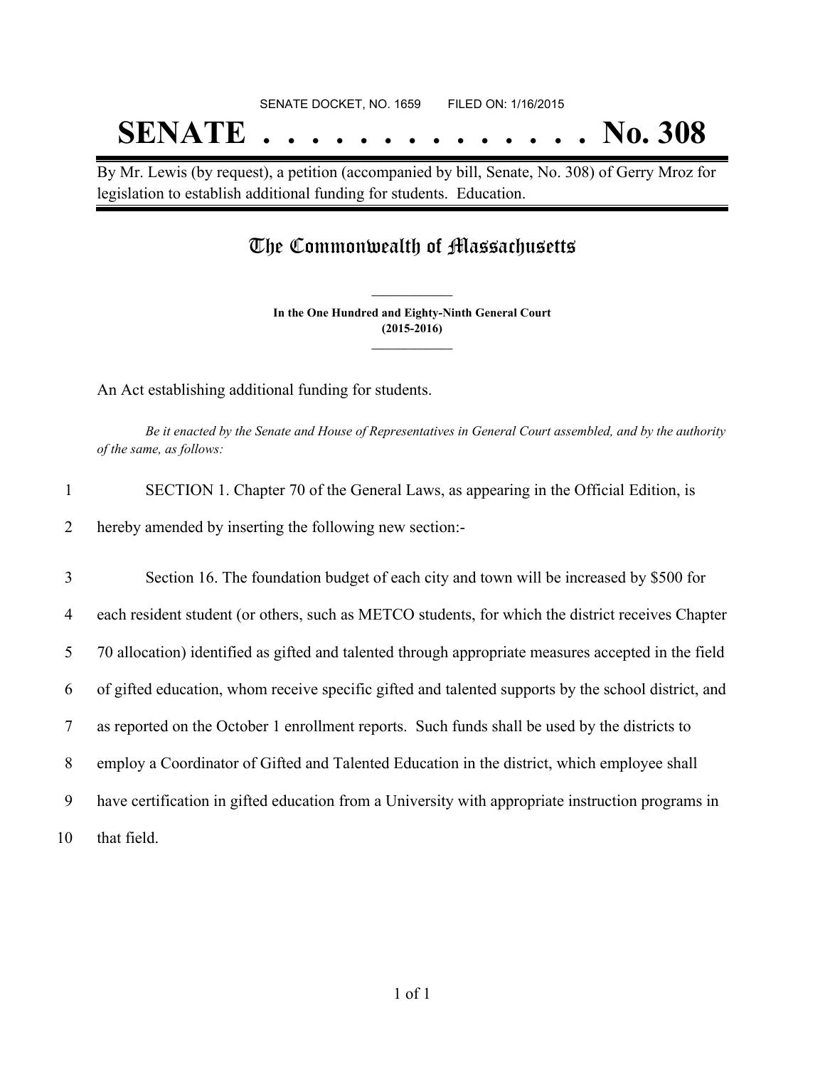SENATE DOCKET, NO. 1659 FILED ON: 1/16/2015

# SENATE . . . . . . . . . . . . . . No. 308

By Mr. Lewis (by request), a petition (accompanied by bill, Senate, No. 308) of Gerry Mroz for legislation to establish additional funding for students. Education.

## The Commonwealth of Massachusetts

**In the One Hundred and Eighty-Ninth General Court**
**(2015-2016)**

An Act establishing additional funding for students.

*Be it enacted by the Senate and House of Representatives in General Court assembled, and by the authority of the same, as follows:*

1 SECTION 1. Chapter 70 of the General Laws, as appearing in the Official Edition, is
2 hereby amended by inserting the following new section:-

3 Section 16. The foundation budget of each city and town will be increased by $500 for
4 each resident student (or others, such as METCO students, for which the district receives Chapter
5 70 allocation) identified as gifted and talented through appropriate measures accepted in the field
6 of gifted education, whom receive specific gifted and talented supports by the school district, and
7 as reported on the October 1 enrollment reports. Such funds shall be used by the districts to
8 employ a Coordinator of Gifted and Talented Education in the district, which employee shall
9 have certification in gifted education from a University with appropriate instruction programs in
10 that field.